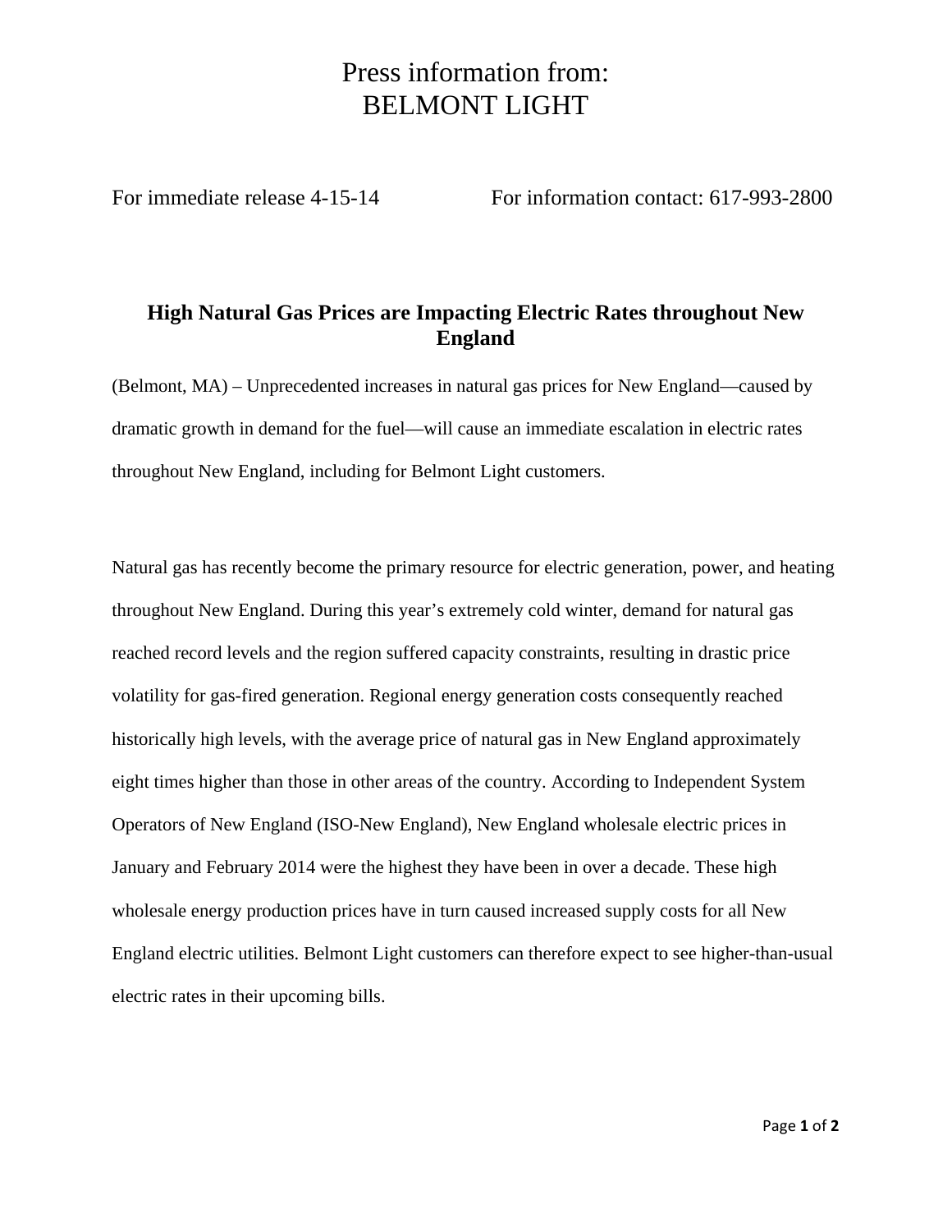# Press information from:
# BELMONT LIGHT

For immediate release 4-15-14 For information contact: 617-993-2800

## High Natural Gas Prices are Impacting Electric Rates throughout New England

(Belmont, MA) – Unprecedented increases in natural gas prices for New England—caused by dramatic growth in demand for the fuel—will cause an immediate escalation in electric rates throughout New England, including for Belmont Light customers.

Natural gas has recently become the primary resource for electric generation, power, and heating throughout New England. During this year's extremely cold winter, demand for natural gas reached record levels and the region suffered capacity constraints, resulting in drastic price volatility for gas-fired generation. Regional energy generation costs consequently reached historically high levels, with the average price of natural gas in New England approximately eight times higher than those in other areas of the country. According to Independent System Operators of New England (ISO-New England), New England wholesale electric prices in January and February 2014 were the highest they have been in over a decade. These high wholesale energy production prices have in turn caused increased supply costs for all New England electric utilities. Belmont Light customers can therefore expect to see higher-than-usual electric rates in their upcoming bills.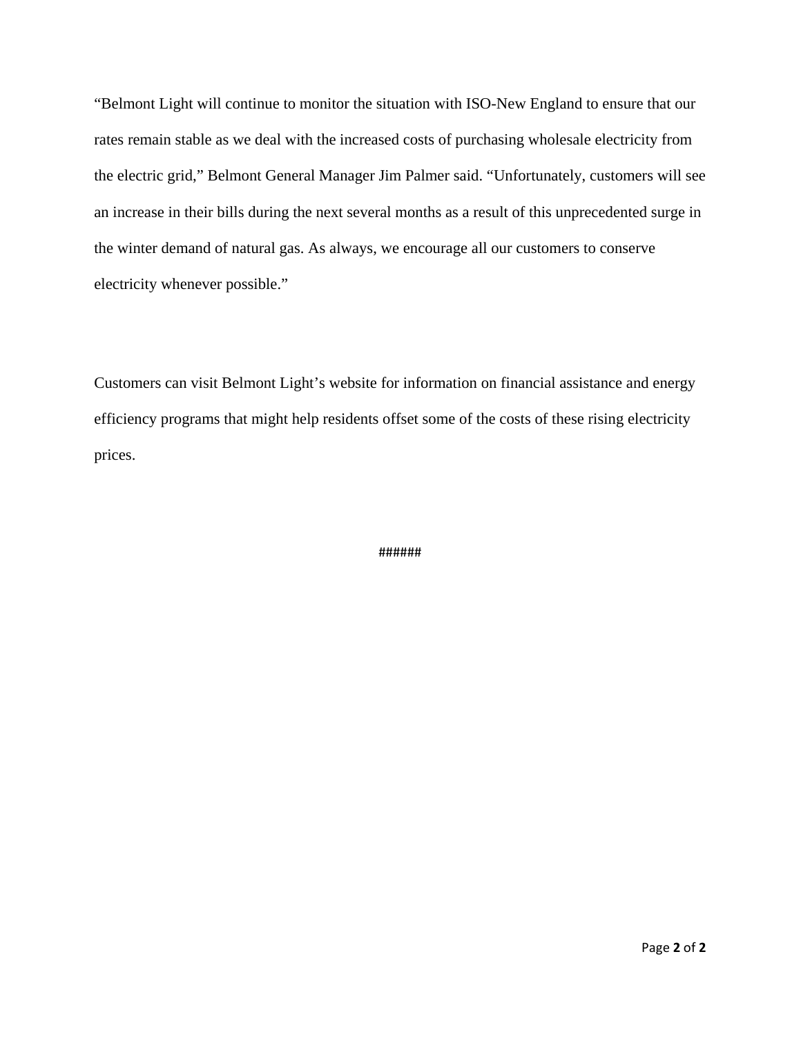“Belmont Light will continue to monitor the situation with ISO-New England to ensure that our rates remain stable as we deal with the increased costs of purchasing wholesale electricity from the electric grid,” Belmont General Manager Jim Palmer said. “Unfortunately, customers will see an increase in their bills during the next several months as a result of this unprecedented surge in the winter demand of natural gas. As always, we encourage all our customers to conserve electricity whenever possible.”

Customers can visit Belmont Light’s website for information on financial assistance and energy efficiency programs that might help residents offset some of the costs of these rising electricity prices.

######